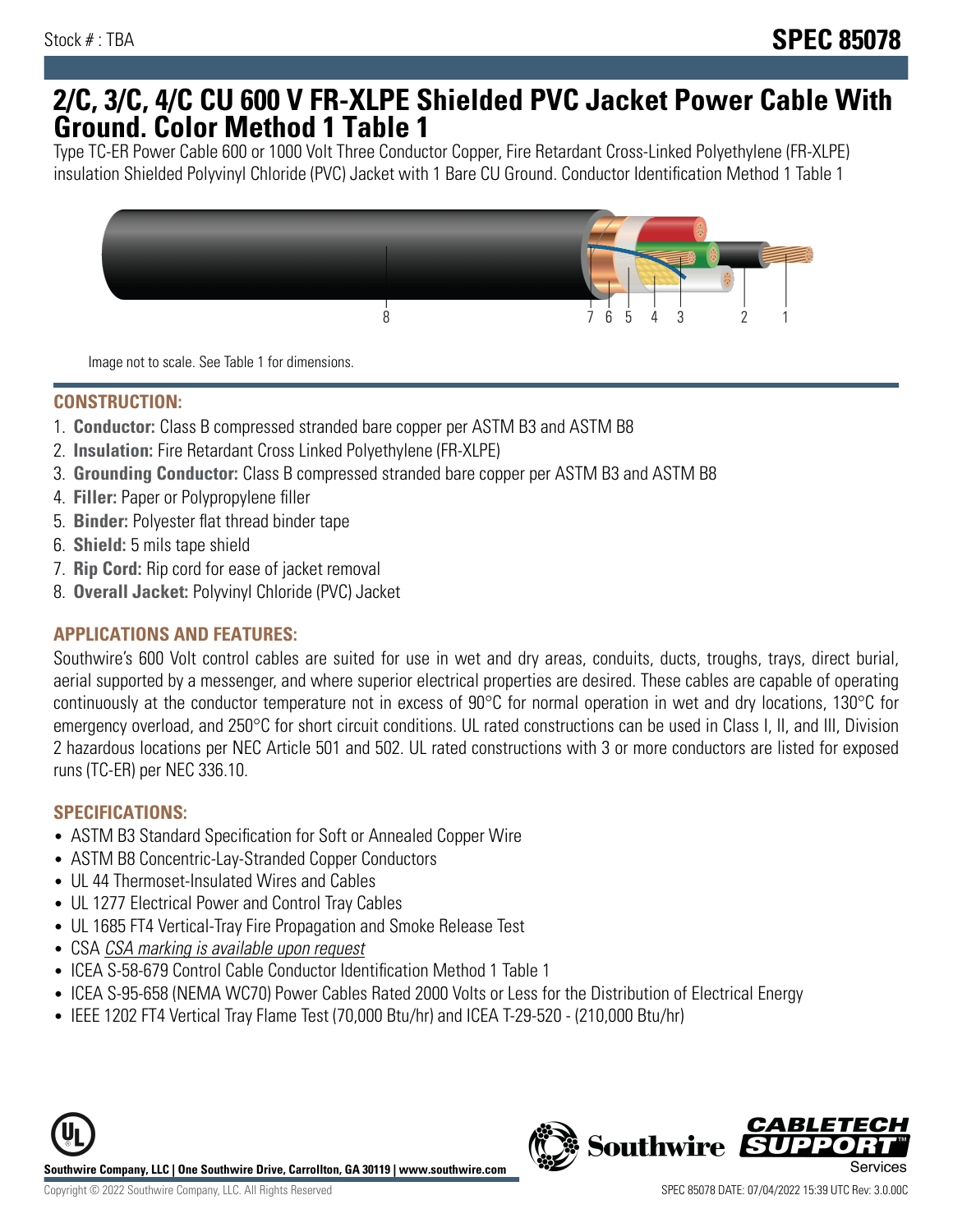Stock # : TBA

# SPEC 85078

# 2/C, 3/C, 4/C CU 600 V FR-XLPE Shielded PVC Jacket Power Cable With Ground. Color Method 1 Table 1

Type TC-ER Power Cable 600 or 1000 Volt Three Conductor Copper, Fire Retardant Cross-Linked Polyethylene (FR-XLPE) insulation Shielded Polyvinyl Chloride (PVC) Jacket with 1 Bare CU Ground. Conductor Identification Method 1 Table 1

Image not to scale. See Table 1 for dimensions.

## CONSTRUCTION:

1. **Conductor:** Class B compressed stranded bare copper per ASTM B3 and ASTM B8
2. **Insulation:** Fire Retardant Cross Linked Polyethylene (FR-XLPE)
3. **Grounding Conductor:** Class B compressed stranded bare copper per ASTM B3 and ASTM B8
4. **Filler:** Paper or Polypropylene filler
5. **Binder:** Polyester flat thread binder tape
6. **Shield:** 5 mils tape shield
7. **Rip Cord:** Rip cord for ease of jacket removal
8. **Overall Jacket:** Polyvinyl Chloride (PVC) Jacket

## APPLICATIONS AND FEATURES:

Southwire's 600 Volt control cables are suited for use in wet and dry areas, conduits, ducts, troughs, trays, direct burial, aerial supported by a messenger, and where superior electrical properties are desired. These cables are capable of operating continuously at the conductor temperature not in excess of 90°C for normal operation in wet and dry locations, 130°C for emergency overload, and 250°C for short circuit conditions. UL rated constructions can be used in Class I, II, and III, Division 2 hazardous locations per NEC Article 501 and 502. UL rated constructions with 3 or more conductors are listed for exposed runs (TC-ER) per NEC 336.10.

## SPECIFICATIONS:

- ASTM B3 Standard Specification for Soft or Annealed Copper Wire
- ASTM B8 Concentric-Lay-Stranded Copper Conductors
- UL 44 Thermoset-Insulated Wires and Cables
- UL 1277 Electrical Power and Control Tray Cables
- UL 1685 FT4 Vertical-Tray Fire Propagation and Smoke Release Test
- CSA *CSA marking is available upon request*
- ICEA S-58-679 Control Cable Conductor Identification Method 1 Table 1
- ICEA S-95-658 (NEMA WC70) Power Cables Rated 2000 Volts or Less for the Distribution of Electrical Energy
- IEEE 1202 FT4 Vertical Tray Flame Test (70,000 Btu/hr) and ICEA T-29-520 - (210,000 Btu/hr)

**Southwire Company, LLC | One Southwire Drive, Carrollton, GA 30119 | www.southwire.com**

Copyright © 2022 Southwire Company, LLC. All Rights Reserved

SPEC 85078 DATE: 07/04/2022 15:39 UTC Rev: 3.0.00C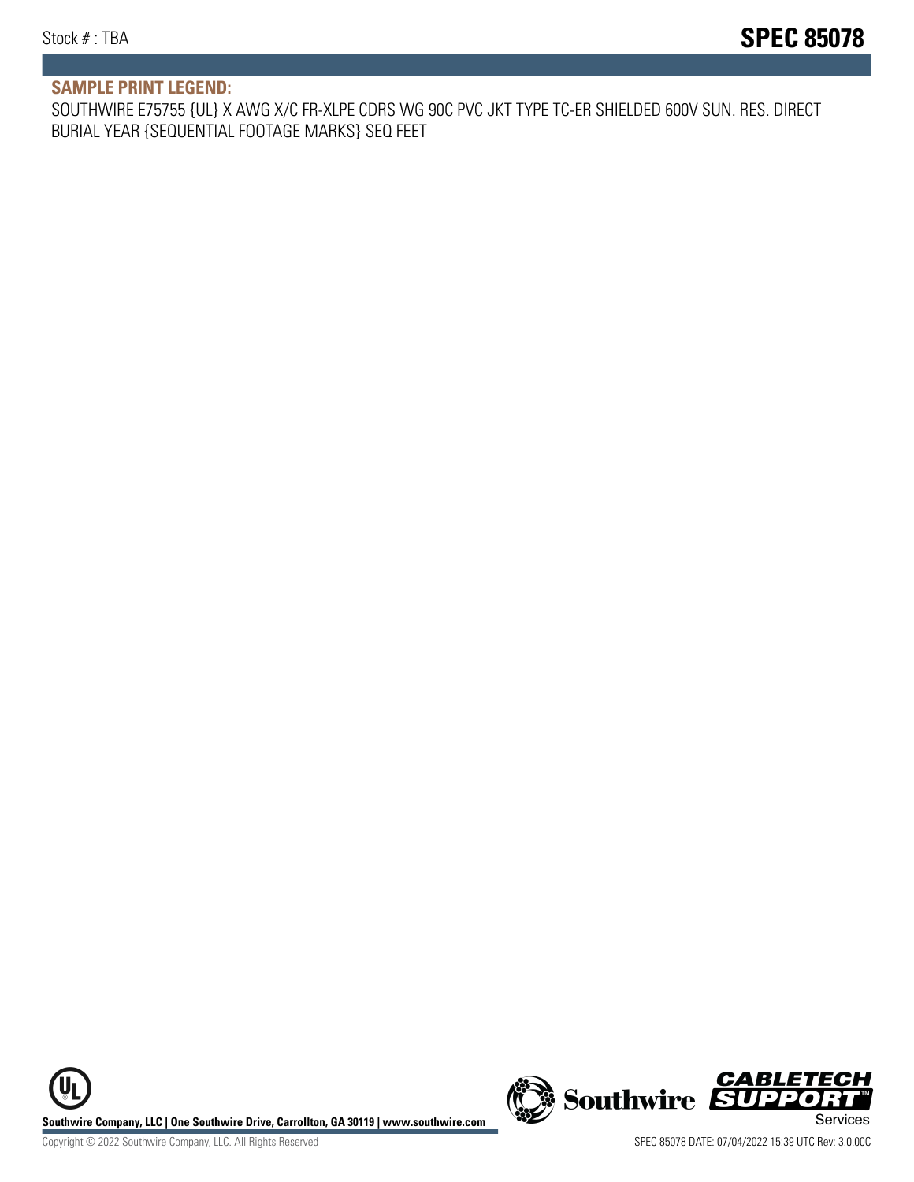## SAMPLE PRINT LEGEND:

SOUTHWIRE E75755 {UL} X AWG X/C FR-XLPE CDRS WG 90C PVC JKT TYPE TC-ER SHIELDED 600V SUN. RES. DIRECT BURIAL YEAR {SEQUENTIAL FOOTAGE MARKS} SEQ FEET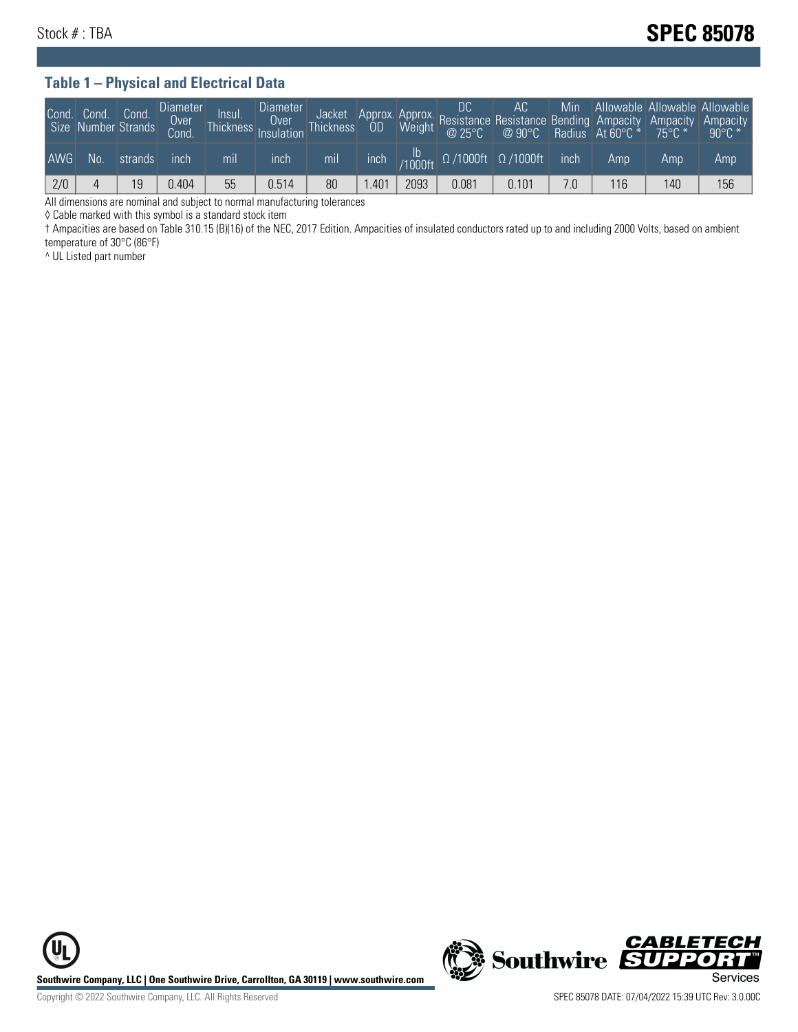Stock # : TBA

# SPEC 85078

### Table 1 – Physical and Electrical Data

| Cond. Size | Cond. Number | Cond. Strands | Diameter Over Cond. | Insul. Thickness | Diameter Over Insulation | Jacket Thickness | Approx. OD | Approx. Weight | DC Resistance @ 25°C | AC Resistance @ 90°C | Min Bending Radius | Allowable Ampacity At 60°C * | Allowable Ampacity 75°C * | Allowable Ampacity 90°C * |
|---|---|---|---|---|---|---|---|---|---|---|---|---|---|---|
| AWG | No. | strands | inch | mil | inch | mil | inch | lb /1000ft | Ω /1000ft | Ω /1000ft | inch | Amp | Amp | Amp |
| 2/0 | 4 | 19 | 0.404 | 55 | 0.514 | 80 | 1.401 | 2093 | 0.081 | 0.101 | 7.0 | 116 | 140 | 156 |

All dimensions are nominal and subject to normal manufacturing tolerances

◊ Cable marked with this symbol is a standard stock item

† Ampacities are based on Table 310.15 (B)(16) of the NEC, 2017 Edition. Ampacities of insulated conductors rated up to and including 2000 Volts, based on ambient temperature of 30°C (86°F)

^ UL Listed part number

**Southwire Company, LLC | One Southwire Drive, Carrollton, GA 30119 | www.southwire.com**

Copyright © 2022 Southwire Company, LLC. All Rights Reserved

SPEC 85078 DATE: 07/04/2022 15:39 UTC Rev: 3.0.00C